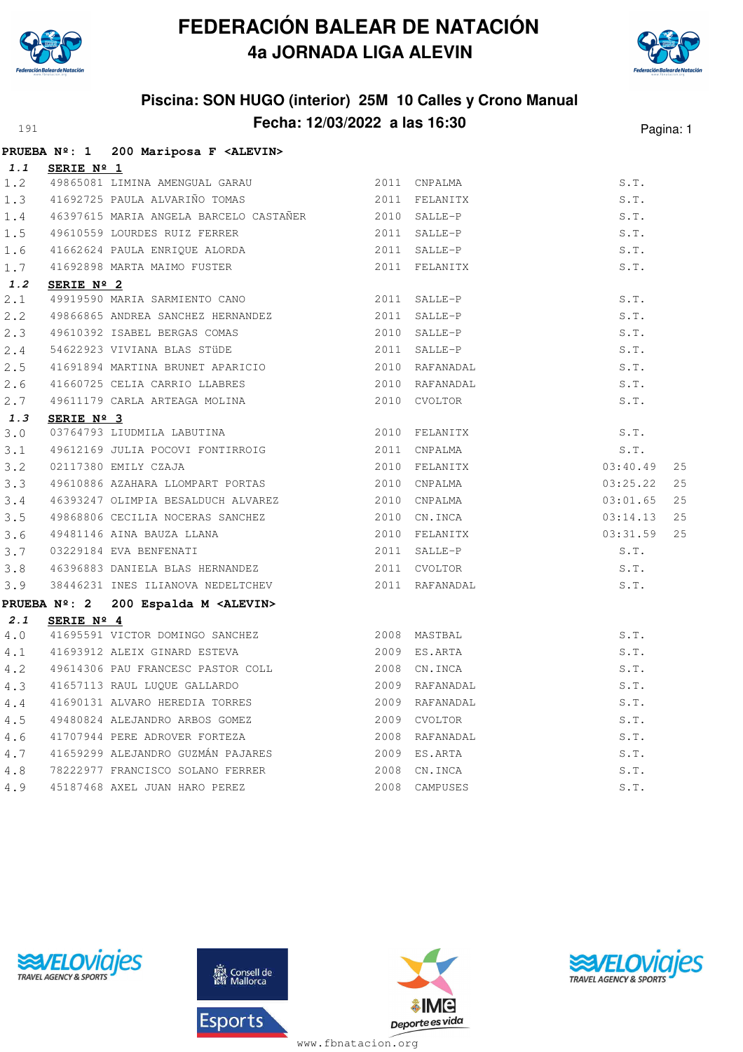# FEDERACIÓN BALEAR DE NATACIÓN
## 4a JORNADA LIGA ALEVIN

### Piscina: SON HUGO (interior) 25M 10 Calles y Crono Manual
### Fecha: 12/03/2022 a las 16:30

191

**PRUEBA Nº: 1 200 Mariposa F <ALEVIN>**

***1.1*** **SERIE Nº 1**

| | | | | | |
|---|---|---|---|---|---|
| 1.2 | 49865081 LIMINA AMENGUAL GARAU | 2011 | CNPALMA | S.T. | |
| 1.3 | 41692725 PAULA ALVARIÑO TOMAS | 2011 | FELANITX | S.T. | |
| 1.4 | 46397615 MARIA ANGELA BARCELO CASTAÑER | 2010 | SALLE-P | S.T. | |
| 1.5 | 49610559 LOURDES RUIZ FERRER | 2011 | SALLE-P | S.T. | |
| 1.6 | 41662624 PAULA ENRIQUE ALORDA | 2011 | SALLE-P | S.T. | |
| 1.7 | 41692898 MARTA MAIMO FUSTER | 2011 | FELANITX | S.T. | |

***1.2*** **SERIE Nº 2**

| | | | | | |
|---|---|---|---|---|---|
| 2.1 | 49919590 MARIA SARMIENTO CANO | 2011 | SALLE-P | S.T. | |
| 2.2 | 49866865 ANDREA SANCHEZ HERNANDEZ | 2011 | SALLE-P | S.T. | |
| 2.3 | 49610392 ISABEL BERGAS COMAS | 2010 | SALLE-P | S.T. | |
| 2.4 | 54622923 VIVIANA BLAS STüDE | 2011 | SALLE-P | S.T. | |
| 2.5 | 41691894 MARTINA BRUNET APARICIO | 2010 | RAFANADAL | S.T. | |
| 2.6 | 41660725 CELIA CARRIO LLABRES | 2010 | RAFANADAL | S.T. | |
| 2.7 | 49611179 CARLA ARTEAGA MOLINA | 2010 | CVOLTOR | S.T. | |

***1.3*** **SERIE Nº 3**

| | | | | | |
|---|---|---|---|---|---|
| 3.0 | 03764793 LIUDMILA LABUTINA | 2010 | FELANITX | S.T. | |
| 3.1 | 49612169 JULIA POCOVI FONTIRROIG | 2011 | CNPALMA | S.T. | |
| 3.2 | 02117380 EMILY CZAJA | 2010 | FELANITX | 03:40.49 | 25 |
| 3.3 | 49610886 AZAHARA LLOMPART PORTAS | 2010 | CNPALMA | 03:25.22 | 25 |
| 3.4 | 46393247 OLIMPIA BESALDUCH ALVAREZ | 2010 | CNPALMA | 03:01.65 | 25 |
| 3.5 | 49868806 CECILIA NOCERAS SANCHEZ | 2010 | CN.INCA | 03:14.13 | 25 |
| 3.6 | 49481146 AINA BAUZA LLANA | 2010 | FELANITX | 03:31.59 | 25 |
| 3.7 | 03229184 EVA BENFENATI | 2011 | SALLE-P | S.T. | |
| 3.8 | 46396883 DANIELA BLAS HERNANDEZ | 2011 | CVOLTOR | S.T. | |
| 3.9 | 38446231 INES ILIANOVA NEDELTCHEV | 2011 | RAFANADAL | S.T. | |

**PRUEBA Nº: 2 200 Espalda M <ALEVIN>**

***2.1*** **SERIE Nº 4**

| | | | | | |
|---|---|---|---|---|---|
| 4.0 | 41695591 VICTOR DOMINGO SANCHEZ | 2008 | MASTBAL | S.T. | |
| 4.1 | 41693912 ALEIX GINARD ESTEVA | 2009 | ES.ARTA | S.T. | |
| 4.2 | 49614306 PAU FRANCESC PASTOR COLL | 2008 | CN.INCA | S.T. | |
| 4.3 | 41657113 RAUL LUQUE GALLARDO | 2009 | RAFANADAL | S.T. | |
| 4.4 | 41690131 ALVARO HEREDIA TORRES | 2009 | RAFANADAL | S.T. | |
| 4.5 | 49480824 ALEJANDRO ARBOS GOMEZ | 2009 | CVOLTOR | S.T. | |
| 4.6 | 41707944 PERE ADROVER FORTEZA | 2008 | RAFANADAL | S.T. | |
| 4.7 | 41659299 ALEJANDRO GUZMÁN PAJARES | 2009 | ES.ARTA | S.T. | |
| 4.8 | 78222977 FRANCISCO SOLANO FERRER | 2008 | CN.INCA | S.T. | |
| 4.9 | 45187468 AXEL JUAN HARO PEREZ | 2008 | CAMPUSES | S.T. | |

www.fbnatacion.org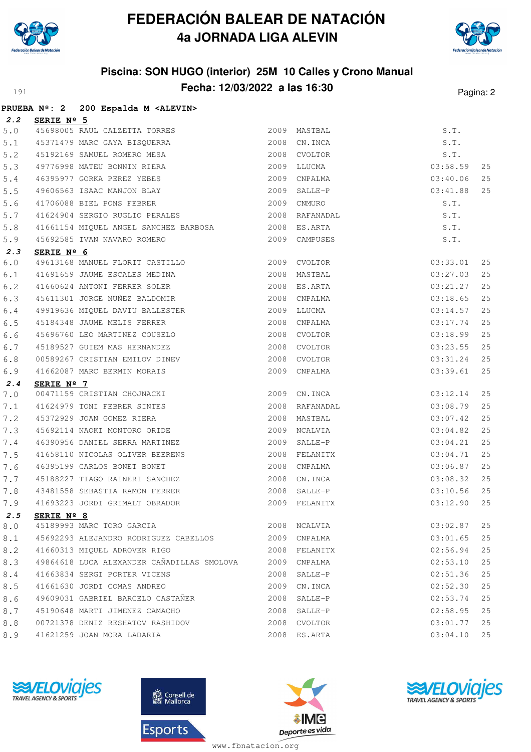# FEDERACIÓN BALEAR DE NATACIÓN
## 4a JORNADA LIGA ALEVIN

### Piscina: SON HUGO (interior) 25M 10 Calles y Crono Manual
### Fecha: 12/03/2022 a las 16:30

**PRUEBA Nº: 2 200 Espalda M <ALEVIN>**

| | | | | | | |
|---|---|---|---|---|---|---|
| ***2.2*** | **SERIE Nº 5** | | | | | |
| 5.0 | 45698005 | RAUL CALZETTA TORRES | 2009 | MASTBAL | S.T. | |
| 5.1 | 45371479 | MARC GAYA BISQUERRA | 2008 | CN.INCA | S.T. | |
| 5.2 | 45192169 | SAMUEL ROMERO MESA | 2008 | CVOLTOR | S.T. | |
| 5.3 | 49776998 | MATEU BONNIN RIERA | 2009 | LLUCMA | 03:58.59 | 25 |
| 5.4 | 46395977 | GORKA PEREZ YEBES | 2009 | CNPALMA | 03:40.06 | 25 |
| 5.5 | 49606563 | ISAAC MANJON BLAY | 2009 | SALLE-P | 03:41.88 | 25 |
| 5.6 | 41706088 | BIEL PONS FEBRER | 2009 | CNMURO | S.T. | |
| 5.7 | 41624904 | SERGIO RUGLIO PERALES | 2008 | RAFANADAL | S.T. | |
| 5.8 | 41661154 | MIQUEL ANGEL SANCHEZ BARBOSA | 2008 | ES.ARTA | S.T. | |
| 5.9 | 45692585 | IVAN NAVARO ROMERO | 2009 | CAMPUSES | S.T. | |
| ***2.3*** | **SERIE Nº 6** | | | | | |
| 6.0 | 49613168 | MANUEL FLORIT CASTILLO | 2009 | CVOLTOR | 03:33.01 | 25 |
| 6.1 | 41691659 | JAUME ESCALES MEDINA | 2008 | MASTBAL | 03:27.03 | 25 |
| 6.2 | 41660624 | ANTONI FERRER SOLER | 2008 | ES.ARTA | 03:21.27 | 25 |
| 6.3 | 45611301 | JORGE NUÑEZ BALDOMIR | 2008 | CNPALMA | 03:18.65 | 25 |
| 6.4 | 49919636 | MIQUEL DAVIU BALLESTER | 2009 | LLUCMA | 03:14.57 | 25 |
| 6.5 | 45184348 | JAUME MELIS FERRER | 2008 | CNPALMA | 03:17.74 | 25 |
| 6.6 | 45696760 | LEO MARTINEZ COUSELO | 2008 | CVOLTOR | 03:18.99 | 25 |
| 6.7 | 45189527 | GUIEM MAS HERNANDEZ | 2008 | CVOLTOR | 03:23.55 | 25 |
| 6.8 | 00589267 | CRISTIAN EMILOV DINEV | 2008 | CVOLTOR | 03:31.24 | 25 |
| 6.9 | 41662087 | MARC BERMIN MORAIS | 2009 | CNPALMA | 03:39.61 | 25 |
| ***2.4*** | **SERIE Nº 7** | | | | | |
| 7.0 | 00471159 | CRISTIAN CHOJNACKI | 2009 | CN.INCA | 03:12.14 | 25 |
| 7.1 | 41624979 | TONI FEBRER SINTES | 2008 | RAFANADAL | 03:08.79 | 25 |
| 7.2 | 45372929 | JOAN GOMEZ RIERA | 2008 | MASTBAL | 03:07.42 | 25 |
| 7.3 | 45692114 | NAOKI MONTORO ORIDE | 2009 | NCALVIA | 03:04.82 | 25 |
| 7.4 | 46390956 | DANIEL SERRA MARTINEZ | 2009 | SALLE-P | 03:04.21 | 25 |
| 7.5 | 41658110 | NICOLAS OLIVER BEERENS | 2008 | FELANITX | 03:04.71 | 25 |
| 7.6 | 46395199 | CARLOS BONET BONET | 2008 | CNPALMA | 03:06.87 | 25 |
| 7.7 | 45188227 | TIAGO RAINERI SANCHEZ | 2008 | CN.INCA | 03:08.32 | 25 |
| 7.8 | 43481558 | SEBASTIA RAMON FERRER | 2008 | SALLE-P | 03:10.56 | 25 |
| 7.9 | 41693223 | JORDI GRIMALT OBRADOR | 2009 | FELANITX | 03:12.90 | 25 |
| ***2.5*** | **SERIE Nº 8** | | | | | |
| 8.0 | 45189993 | MARC TORO GARCIA | 2008 | NCALVIA | 03:02.87 | 25 |
| 8.1 | 45692293 | ALEJANDRO RODRIGUEZ CABELLOS | 2009 | CNPALMA | 03:01.65 | 25 |
| 8.2 | 41660313 | MIQUEL ADROVER RIGO | 2008 | FELANITX | 02:56.94 | 25 |
| 8.3 | 49864618 | LUCA ALEXANDER CAÑADILLAS SMOLOVA | 2009 | CNPALMA | 02:53.10 | 25 |
| 8.4 | 41663834 | SERGI PORTER VICENS | 2008 | SALLE-P | 02:51.36 | 25 |
| 8.5 | 41661630 | JORDI COMAS ANDREO | 2009 | CN.INCA | 02:52.30 | 25 |
| 8.6 | 49609031 | GABRIEL BARCELO CASTAÑER | 2008 | SALLE-P | 02:53.74 | 25 |
| 8.7 | 45190648 | MARTI JIMENEZ CAMACHO | 2008 | SALLE-P | 02:58.95 | 25 |
| 8.8 | 00721378 | DENIZ RESHATOV RASHIDOV | 2008 | CVOLTOR | 03:01.77 | 25 |
| 8.9 | 41621259 | JOAN MORA LADARIA | 2008 | ES.ARTA | 03:04.10 | 25 |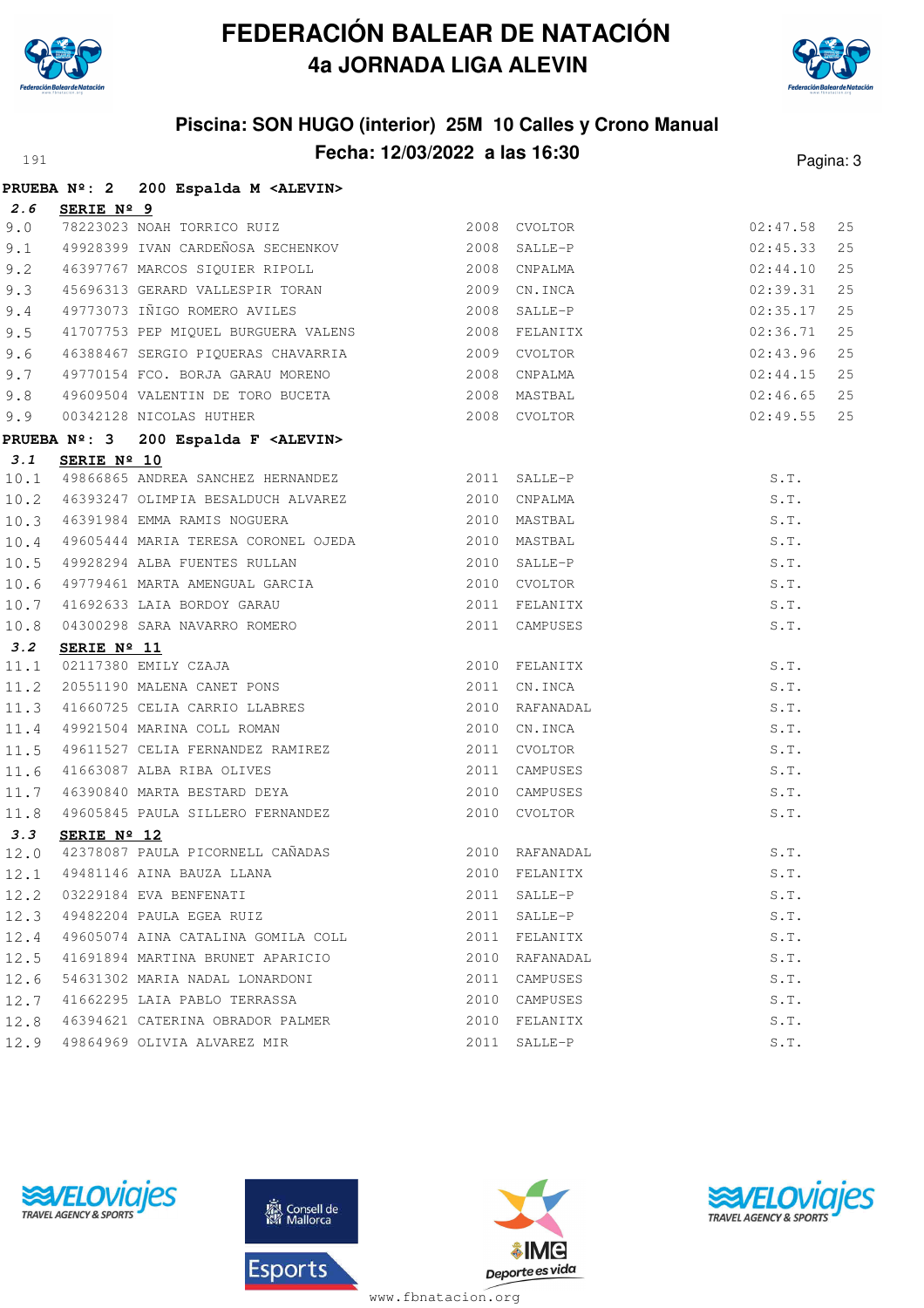# FEDERACIÓN BALEAR DE NATACIÓN

## 4a JORNADA LIGA ALEVIN

### Piscina: SON HUGO (interior) 25M 10 Calles y Crono Manual

### Fecha: 12/03/2022 a las 16:30

**PRUEBA Nº: 2 200 Espalda M <ALEVIN>**

**2.6 SERIE Nº 9**

| | | | | | | |
|---|---|---|---|---|---|---|
| 9.0 | 78223023 | NOAH TORRICO RUIZ | 2008 | CVOLTOR | 02:47.58 | 25 |
| 9.1 | 49928399 | IVAN CARDEÑOSA SECHENKOV | 2008 | SALLE-P | 02:45.33 | 25 |
| 9.2 | 46397767 | MARCOS SIQUIER RIPOLL | 2008 | CNPALMA | 02:44.10 | 25 |
| 9.3 | 45696313 | GERARD VALLESPIR TORAN | 2009 | CN.INCA | 02:39.31 | 25 |
| 9.4 | 49773073 | IÑIGO ROMERO AVILES | 2008 | SALLE-P | 02:35.17 | 25 |
| 9.5 | 41707753 | PEP MIQUEL BURGUERA VALENS | 2008 | FELANITX | 02:36.71 | 25 |
| 9.6 | 46388467 | SERGIO PIQUERAS CHAVARRIA | 2009 | CVOLTOR | 02:43.96 | 25 |
| 9.7 | 49770154 | FCO. BORJA GARAU MORENO | 2008 | CNPALMA | 02:44.15 | 25 |
| 9.8 | 49609504 | VALENTIN DE TORO BUCETA | 2008 | MASTBAL | 02:46.65 | 25 |
| 9.9 | 00342128 | NICOLAS HUTHER | 2008 | CVOLTOR | 02:49.55 | 25 |

**PRUEBA Nº: 3 200 Espalda F <ALEVIN>**

**3.1 SERIE Nº 10**

| | | | | | |
|---|---|---|---|---|---|
| 10.1 | 49866865 | ANDREA SANCHEZ HERNANDEZ | 2011 | SALLE-P | S.T. |
| 10.2 | 46393247 | OLIMPIA BESALDUCH ALVAREZ | 2010 | CNPALMA | S.T. |
| 10.3 | 46391984 | EMMA RAMIS NOGUERA | 2010 | MASTBAL | S.T. |
| 10.4 | 49605444 | MARIA TERESA CORONEL OJEDA | 2010 | MASTBAL | S.T. |
| 10.5 | 49928294 | ALBA FUENTES RULLAN | 2010 | SALLE-P | S.T. |
| 10.6 | 49779461 | MARTA AMENGUAL GARCIA | 2010 | CVOLTOR | S.T. |
| 10.7 | 41692633 | LAIA BORDOY GARAU | 2011 | FELANITX | S.T. |
| 10.8 | 04300298 | SARA NAVARRO ROMERO | 2011 | CAMPUSES | S.T. |

**3.2 SERIE Nº 11**

| | | | | | |
|---|---|---|---|---|---|
| 11.1 | 02117380 | EMILY CZAJA | 2010 | FELANITX | S.T. |
| 11.2 | 20551190 | MALENA CANET PONS | 2011 | CN.INCA | S.T. |
| 11.3 | 41660725 | CELIA CARRIO LLABRES | 2010 | RAFANADAL | S.T. |
| 11.4 | 49921504 | MARINA COLL ROMAN | 2010 | CN.INCA | S.T. |
| 11.5 | 49611527 | CELIA FERNANDEZ RAMIREZ | 2011 | CVOLTOR | S.T. |
| 11.6 | 41663087 | ALBA RIBA OLIVES | 2011 | CAMPUSES | S.T. |
| 11.7 | 46390840 | MARTA BESTARD DEYA | 2010 | CAMPUSES | S.T. |
| 11.8 | 49605845 | PAULA SILLERO FERNANDEZ | 2010 | CVOLTOR | S.T. |

**3.3 SERIE Nº 12**

| | | | | | |
|---|---|---|---|---|---|
| 12.0 | 42378087 | PAULA PICORNELL CAÑADAS | 2010 | RAFANADAL | S.T. |
| 12.1 | 49481146 | AINA BAUZA LLANA | 2010 | FELANITX | S.T. |
| 12.2 | 03229184 | EVA BENFENATI | 2011 | SALLE-P | S.T. |
| 12.3 | 49482204 | PAULA EGEA RUIZ | 2011 | SALLE-P | S.T. |
| 12.4 | 49605074 | AINA CATALINA GOMILA COLL | 2011 | FELANITX | S.T. |
| 12.5 | 41691894 | MARTINA BRUNET APARICIO | 2010 | RAFANADAL | S.T. |
| 12.6 | 54631302 | MARIA NADAL LONARDONI | 2011 | CAMPUSES | S.T. |
| 12.7 | 41662295 | LAIA PABLO TERRASSA | 2010 | CAMPUSES | S.T. |
| 12.8 | 46394621 | CATERINA OBRADOR PALMER | 2010 | FELANITX | S.T. |
| 12.9 | 49864969 | OLIVIA ALVAREZ MIR | 2011 | SALLE-P | S.T. |

www.fbnatacion.org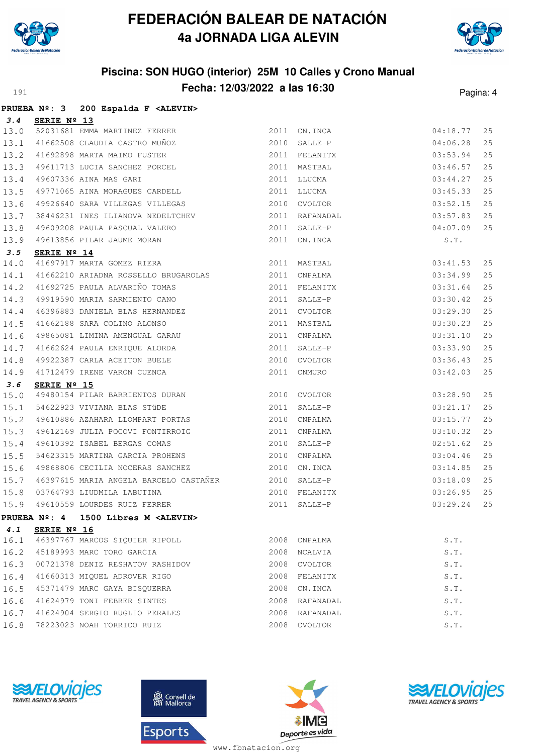# FEDERACIÓN BALEAR DE NATACIÓN
## 4a JORNADA LIGA ALEVIN

### Piscina: SON HUGO (interior) 25M 10 Calles y Crono Manual
### Fecha: 12/03/2022 a las 16:30

**PRUEBA Nº: 3 200 Espalda F <ALEVIN>**

**3.4 SERIE Nº 13**

| | | | | | | |
|---|---|---|---|---|---|---|
| 13.0 | 52031681 | EMMA MARTINEZ FERRER | 2011 | CN.INCA | 04:18.77 | 25 |
| 13.1 | 41662508 | CLAUDIA CASTRO MUÑOZ | 2010 | SALLE-P | 04:06.28 | 25 |
| 13.2 | 41692898 | MARTA MAIMO FUSTER | 2011 | FELANITX | 03:53.94 | 25 |
| 13.3 | 49611713 | LUCIA SANCHEZ PORCEL | 2011 | MASTBAL | 03:46.57 | 25 |
| 13.4 | 49607336 | AINA MAS GARI | 2011 | LLUCMA | 03:44.27 | 25 |
| 13.5 | 49771065 | AINA MORAGUES CARDELL | 2011 | LLUCMA | 03:45.33 | 25 |
| 13.6 | 49926640 | SARA VILLEGAS VILLEGAS | 2010 | CVOLTOR | 03:52.15 | 25 |
| 13.7 | 38446231 | INES ILIANOVA NEDELTCHEV | 2011 | RAFANADAL | 03:57.83 | 25 |
| 13.8 | 49609208 | PAULA PASCUAL VALERO | 2011 | SALLE-P | 04:07.09 | 25 |
| 13.9 | 49613856 | PILAR JAUME MORAN | 2011 | CN.INCA | S.T. | |

**3.5 SERIE Nº 14**

| | | | | | | |
|---|---|---|---|---|---|---|
| 14.0 | 41697917 | MARTA GOMEZ RIERA | 2011 | MASTBAL | 03:41.53 | 25 |
| 14.1 | 41662210 | ARIADNA ROSSELLO BRUGAROLAS | 2011 | CNPALMA | 03:34.99 | 25 |
| 14.2 | 41692725 | PAULA ALVARIÑO TOMAS | 2011 | FELANITX | 03:31.64 | 25 |
| 14.3 | 49919590 | MARIA SARMIENTO CANO | 2011 | SALLE-P | 03:30.42 | 25 |
| 14.4 | 46396883 | DANIELA BLAS HERNANDEZ | 2011 | CVOLTOR | 03:29.30 | 25 |
| 14.5 | 41662188 | SARA COLINO ALONSO | 2011 | MASTBAL | 03:30.23 | 25 |
| 14.6 | 49865081 | LIMINA AMENGUAL GARAU | 2011 | CNPALMA | 03:31.10 | 25 |
| 14.7 | 41662624 | PAULA ENRIQUE ALORDA | 2011 | SALLE-P | 03:33.90 | 25 |
| 14.8 | 49922387 | CARLA ACEITON BUELE | 2010 | CVOLTOR | 03:36.43 | 25 |
| 14.9 | 41712479 | IRENE VARON CUENCA | 2011 | CNMURO | 03:42.03 | 25 |

**3.6 SERIE Nº 15**

| | | | | | | |
|---|---|---|---|---|---|---|
| 15.0 | 49480154 | PILAR BARRIENTOS DURAN | 2010 | CVOLTOR | 03:28.90 | 25 |
| 15.1 | 54622923 | VIVIANA BLAS STüDE | 2011 | SALLE-P | 03:21.17 | 25 |
| 15.2 | 49610886 | AZAHARA LLOMPART PORTAS | 2010 | CNPALMA | 03:15.77 | 25 |
| 15.3 | 49612169 | JULIA POCOVI FONTIRROIG | 2011 | CNPALMA | 03:10.32 | 25 |
| 15.4 | 49610392 | ISABEL BERGAS COMAS | 2010 | SALLE-P | 02:51.62 | 25 |
| 15.5 | 54623315 | MARTINA GARCIA PROHENS | 2010 | CNPALMA | 03:04.46 | 25 |
| 15.6 | 49868806 | CECILIA NOCERAS SANCHEZ | 2010 | CN.INCA | 03:14.85 | 25 |
| 15.7 | 46397615 | MARIA ANGELA BARCELO CASTAÑER | 2010 | SALLE-P | 03:18.09 | 25 |
| 15.8 | 03764793 | LIUDMILA LABUTINA | 2010 | FELANITX | 03:26.95 | 25 |
| 15.9 | 49610559 | LOURDES RUIZ FERRER | 2011 | SALLE-P | 03:29.24 | 25 |

**PRUEBA Nº: 4 1500 Libres M <ALEVIN>**

**4.1 SERIE Nº 16**

| | | | | | |
|---|---|---|---|---|---|
| 16.1 | 46397767 | MARCOS SIQUIER RIPOLL | 2008 | CNPALMA | S.T. |
| 16.2 | 45189993 | MARC TORO GARCIA | 2008 | NCALVIA | S.T. |
| 16.3 | 00721378 | DENIZ RESHATOV RASHIDOV | 2008 | CVOLTOR | S.T. |
| 16.4 | 41660313 | MIQUEL ADROVER RIGO | 2008 | FELANITX | S.T. |
| 16.5 | 45371479 | MARC GAYA BISQUERRA | 2008 | CN.INCA | S.T. |
| 16.6 | 41624979 | TONI FEBRER SINTES | 2008 | RAFANADAL | S.T. |
| 16.7 | 41624904 | SERGIO RUGLIO PERALES | 2008 | RAFANADAL | S.T. |
| 16.8 | 78223023 | NOAH TORRICO RUIZ | 2008 | CVOLTOR | S.T. |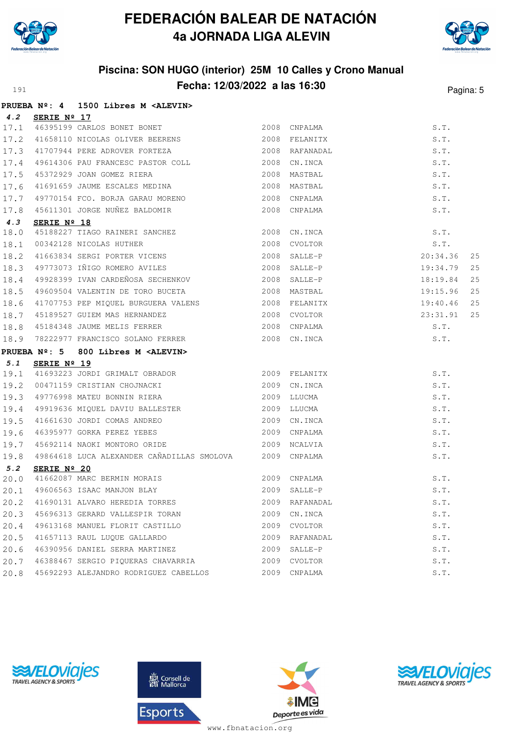# FEDERACIÓN BALEAR DE NATACIÓN
## 4a JORNADA LIGA ALEVIN

### Piscina: SON HUGO (interior) 25M 10 Calles y Crono Manual
### Fecha: 12/03/2022 a las 16:30

**PRUEBA Nº: 4 1500 Libres M <ALEVIN>**

**4.2 SERIE Nº 17**

| | | | | | | |
|---|---|---|---|---|---|---|
| 17.1 | 46395199 | CARLOS BONET BONET | 2008 | CNPALMA | S.T. | |
| 17.2 | 41658110 | NICOLAS OLIVER BEERENS | 2008 | FELANITX | S.T. | |
| 17.3 | 41707944 | PERE ADROVER FORTEZA | 2008 | RAFANADAL | S.T. | |
| 17.4 | 49614306 | PAU FRANCESC PASTOR COLL | 2008 | CN.INCA | S.T. | |
| 17.5 | 45372929 | JOAN GOMEZ RIERA | 2008 | MASTBAL | S.T. | |
| 17.6 | 41691659 | JAUME ESCALES MEDINA | 2008 | MASTBAL | S.T. | |
| 17.7 | 49770154 | FCO. BORJA GARAU MORENO | 2008 | CNPALMA | S.T. | |
| 17.8 | 45611301 | JORGE NUÑEZ BALDOMIR | 2008 | CNPALMA | S.T. | |

**4.3 SERIE Nº 18**

| | | | | | | |
|---|---|---|---|---|---|---|
| 18.0 | 45188227 | TIAGO RAINERI SANCHEZ | 2008 | CN.INCA | S.T. | |
| 18.1 | 00342128 | NICOLAS HUTHER | 2008 | CVOLTOR | S.T. | |
| 18.2 | 41663834 | SERGI PORTER VICENS | 2008 | SALLE-P | 20:34.36 | 25 |
| 18.3 | 49773073 | IÑIGO ROMERO AVILES | 2008 | SALLE-P | 19:34.79 | 25 |
| 18.4 | 49928399 | IVAN CARDEÑOSA SECHENKOV | 2008 | SALLE-P | 18:19.84 | 25 |
| 18.5 | 49609504 | VALENTIN DE TORO BUCETA | 2008 | MASTBAL | 19:15.96 | 25 |
| 18.6 | 41707753 | PEP MIQUEL BURGUERA VALENS | 2008 | FELANITX | 19:40.46 | 25 |
| 18.7 | 45189527 | GUIEM MAS HERNANDEZ | 2008 | CVOLTOR | 23:31.91 | 25 |
| 18.8 | 45184348 | JAUME MELIS FERRER | 2008 | CNPALMA | S.T. | |
| 18.9 | 78222977 | FRANCISCO SOLANO FERRER | 2008 | CN.INCA | S.T. | |

**PRUEBA Nº: 5 800 Libres M <ALEVIN>**

**5.1 SERIE Nº 19**

| | | | | | |
|---|---|---|---|---|---|
| 19.1 | 41693223 | JORDI GRIMALT OBRADOR | 2009 | FELANITX | S.T. |
| 19.2 | 00471159 | CRISTIAN CHOJNACKI | 2009 | CN.INCA | S.T. |
| 19.3 | 49776998 | MATEU BONNIN RIERA | 2009 | LLUCMA | S.T. |
| 19.4 | 49919636 | MIQUEL DAVIU BALLESTER | 2009 | LLUCMA | S.T. |
| 19.5 | 41661630 | JORDI COMAS ANDREO | 2009 | CN.INCA | S.T. |
| 19.6 | 46395977 | GORKA PEREZ YEBES | 2009 | CNPALMA | S.T. |
| 19.7 | 45692114 | NAOKI MONTORO ORIDE | 2009 | NCALVIA | S.T. |
| 19.8 | 49864618 | LUCA ALEXANDER CAÑADILLAS SMOLOVA | 2009 | CNPALMA | S.T. |

**5.2 SERIE Nº 20**

| | | | | | |
|---|---|---|---|---|---|
| 20.0 | 41662087 | MARC BERMIN MORAIS | 2009 | CNPALMA | S.T. |
| 20.1 | 49606563 | ISAAC MANJON BLAY | 2009 | SALLE-P | S.T. |
| 20.2 | 41690131 | ALVARO HEREDIA TORRES | 2009 | RAFANADAL | S.T. |
| 20.3 | 45696313 | GERARD VALLESPIR TORAN | 2009 | CN.INCA | S.T. |
| 20.4 | 49613168 | MANUEL FLORIT CASTILLO | 2009 | CVOLTOR | S.T. |
| 20.5 | 41657113 | RAUL LUQUE GALLARDO | 2009 | RAFANADAL | S.T. |
| 20.6 | 46390956 | DANIEL SERRA MARTINEZ | 2009 | SALLE-P | S.T. |
| 20.7 | 46388467 | SERGIO PIQUERAS CHAVARRIA | 2009 | CVOLTOR | S.T. |
| 20.8 | 45692293 | ALEJANDRO RODRIGUEZ CABELLOS | 2009 | CNPALMA | S.T. |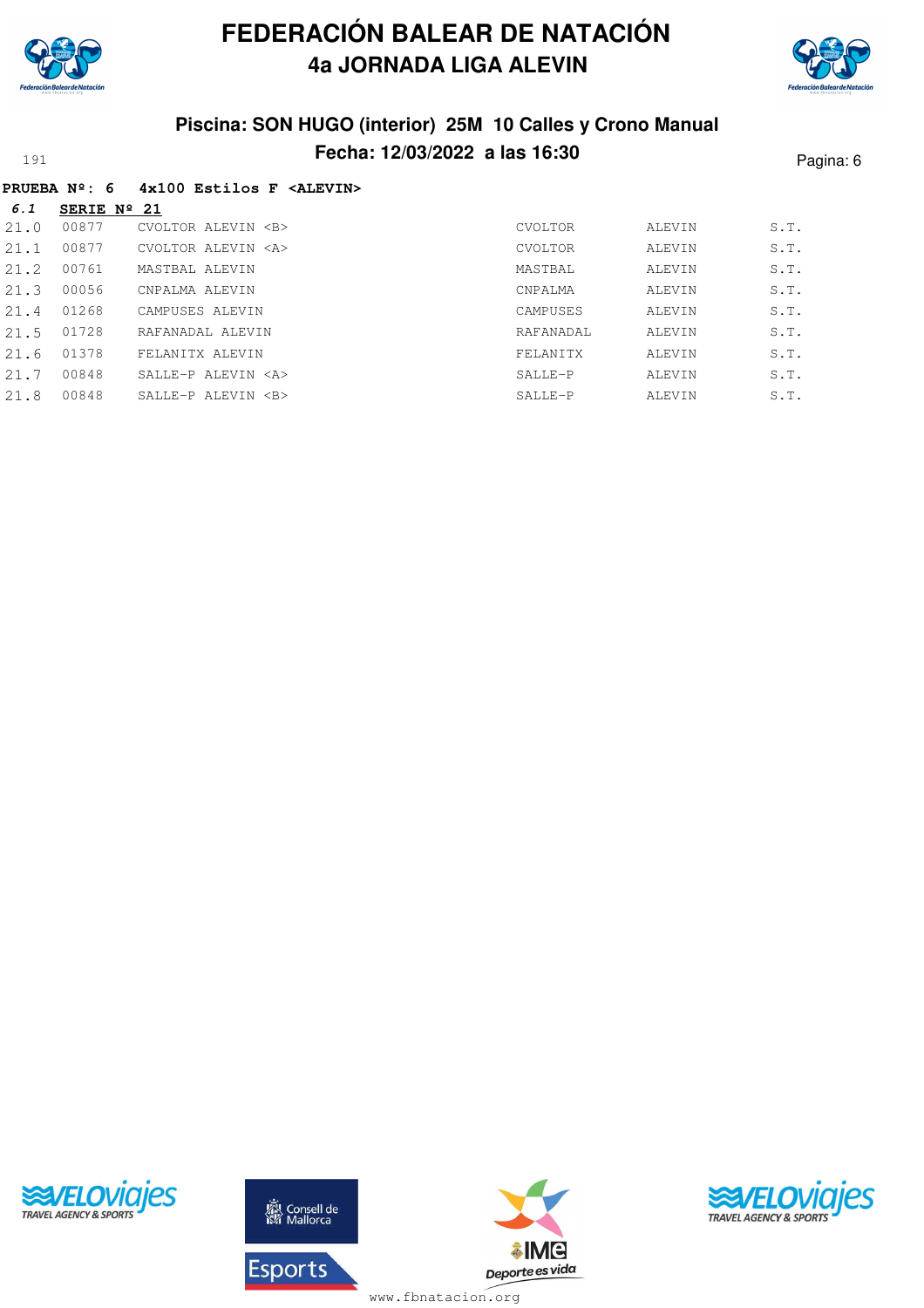# FEDERACIÓN BALEAR DE NATACIÓN
## 4a JORNADA LIGA ALEVIN

### Piscina: SON HUGO (interior) 25M 10 Calles y Crono Manual
### Fecha: 12/03/2022 a las 16:30

**PRUEBA Nº: 6 4x100 Estilos F <ALEVIN>**

*6.1* **SERIE Nº 21**

| | | | | | |
|---|---|---|---|---|---|
| 21.0 | 00877 | CVOLTOR ALEVIN <B> | CVOLTOR | ALEVIN | S.T. |
| 21.1 | 00877 | CVOLTOR ALEVIN <A> | CVOLTOR | ALEVIN | S.T. |
| 21.2 | 00761 | MASTBAL ALEVIN | MASTBAL | ALEVIN | S.T. |
| 21.3 | 00056 | CNPALMA ALEVIN | CNPALMA | ALEVIN | S.T. |
| 21.4 | 01268 | CAMPUSES ALEVIN | CAMPUSES | ALEVIN | S.T. |
| 21.5 | 01728 | RAFANADAL ALEVIN | RAFANADAL | ALEVIN | S.T. |
| 21.6 | 01378 | FELANITX ALEVIN | FELANITX | ALEVIN | S.T. |
| 21.7 | 00848 | SALLE-P ALEVIN <A> | SALLE-P | ALEVIN | S.T. |
| 21.8 | 00848 | SALLE-P ALEVIN <B> | SALLE-P | ALEVIN | S.T. |